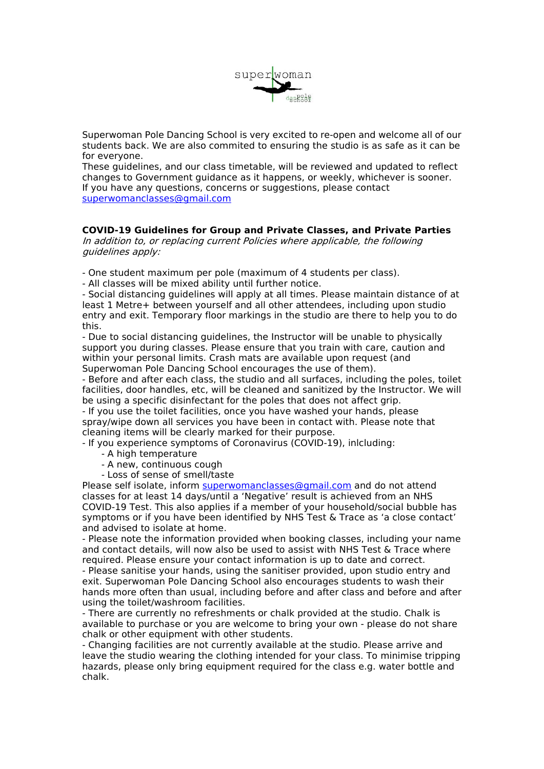Superwoman Pole Dancing School is very excited to re-open and welcome all of our students back. We are also commited to ensuring the studio is as safe as it can be for everyone.
These guidelines, and our class timetable, will be reviewed and updated to reflect changes to Government guidance as it happens, or weekly, whichever is sooner.
If you have any questions, concerns or suggestions, please contact [superwomanclasses@gmail.com](mailto:superwomanclasses@gmail.com)

**COVID-19 Guidelines for Group and Private Classes, and Private Parties**
*In addition to, or replacing current Policies where applicable, the following guidelines apply:*

- One student maximum per pole (maximum of 4 students per class).
- All classes will be mixed ability until further notice.
- Social distancing guidelines will apply at all times. Please maintain distance of at least 1 Metre+ between yourself and all other attendees, including upon studio entry and exit. Temporary floor markings in the studio are there to help you to do this.
- Due to social distancing guidelines, the Instructor will be unable to physically support you during classes. Please ensure that you train with care, caution and within your personal limits. Crash mats are available upon request (and Superwoman Pole Dancing School encourages the use of them).
- Before and after each class, the studio and all surfaces, including the poles, toilet facilities, door handles, etc, will be cleaned and sanitized by the Instructor. We will be using a specific disinfectant for the poles that does not affect grip.
- If you use the toilet facilities, once you have washed your hands, please spray/wipe down all services you have been in contact with. Please note that cleaning items will be clearly marked for their purpose.
- If you experience symptoms of Coronavirus (COVID-19), inlcluding:
    - A high temperature
    - A new, continuous cough
    - Loss of sense of smell/taste

Please self isolate, inform [superwomanclasses@gmail.com](mailto:superwomanclasses@gmail.com) and do not attend classes for at least 14 days/until a 'Negative' result is achieved from an NHS COVID-19 Test. This also applies if a member of your household/social bubble has symptoms or if you have been identified by NHS Test & Trace as 'a close contact' and advised to isolate at home.

- Please note the information provided when booking classes, including your name and contact details, will now also be used to assist with NHS Test & Trace where required. Please ensure your contact information is up to date and correct.
- Please sanitise your hands, using the sanitiser provided, upon studio entry and exit. Superwoman Pole Dancing School also encourages students to wash their hands more often than usual, including before and after class and before and after using the toilet/washroom facilities.
- There are currently no refreshments or chalk provided at the studio. Chalk is available to purchase or you are welcome to bring your own - please do not share chalk or other equipment with other students.
- Changing facilities are not currently available at the studio. Please arrive and leave the studio wearing the clothing intended for your class. To minimise tripping hazards, please only bring equipment required for the class e.g. water bottle and chalk.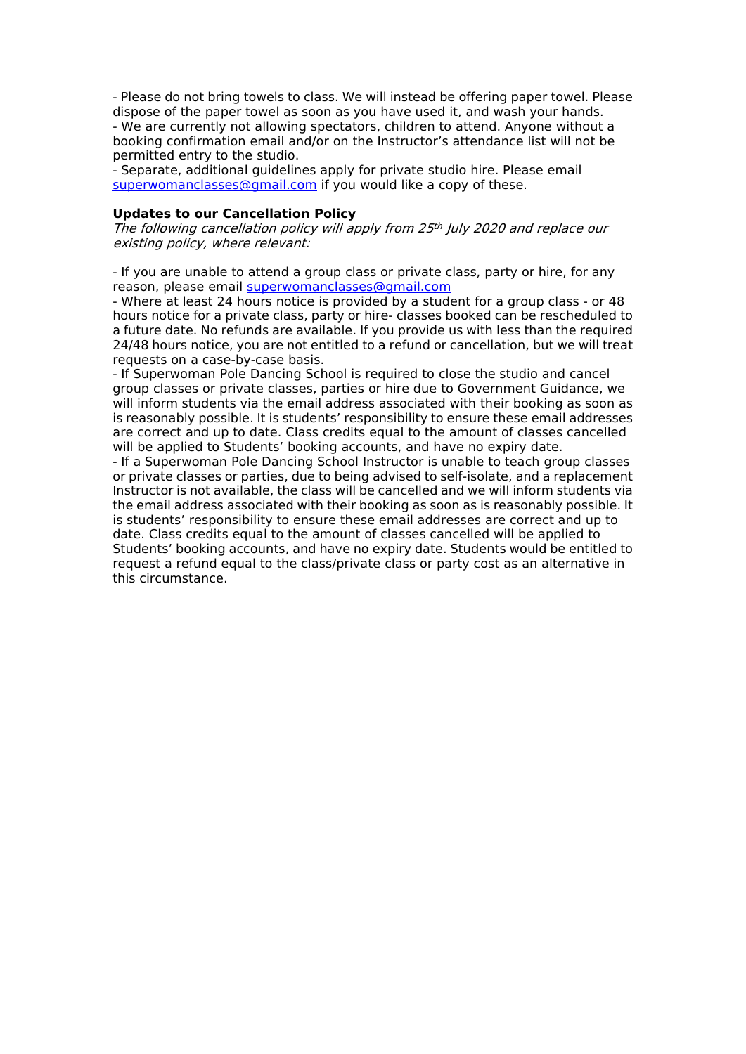- Please do not bring towels to class. We will instead be offering paper towel. Please dispose of the paper towel as soon as you have used it, and wash your hands.
- We are currently not allowing spectators, children to attend. Anyone without a booking confirmation email and/or on the Instructor's attendance list will not be permitted entry to the studio.
- Separate, additional guidelines apply for private studio hire. Please email [superwomanclasses@gmail.com](mailto:superwomanclasses@gmail.com) if you would like a copy of these.

**Updates to our Cancellation Policy**

*The following cancellation policy will apply from 25th July 2020 and replace our existing policy, where relevant:*

- If you are unable to attend a group class or private class, party or hire, for any reason, please email [superwomanclasses@gmail.com](mailto:superwomanclasses@gmail.com)
- Where at least 24 hours notice is provided by a student for a group class - or 48 hours notice for a private class, party or hire- classes booked can be rescheduled to a future date. No refunds are available. If you provide us with less than the required 24/48 hours notice, you are not entitled to a refund or cancellation, but we will treat requests on a case-by-case basis.
- If Superwoman Pole Dancing School is required to close the studio and cancel group classes or private classes, parties or hire due to Government Guidance, we will inform students via the email address associated with their booking as soon as is reasonably possible. It is students' responsibility to ensure these email addresses are correct and up to date. Class credits equal to the amount of classes cancelled will be applied to Students' booking accounts, and have no expiry date.
- If a Superwoman Pole Dancing School Instructor is unable to teach group classes or private classes or parties, due to being advised to self-isolate, and a replacement Instructor is not available, the class will be cancelled and we will inform students via the email address associated with their booking as soon as is reasonably possible. It is students' responsibility to ensure these email addresses are correct and up to date. Class credits equal to the amount of classes cancelled will be applied to Students' booking accounts, and have no expiry date. Students would be entitled to request a refund equal to the class/private class or party cost as an alternative in this circumstance.